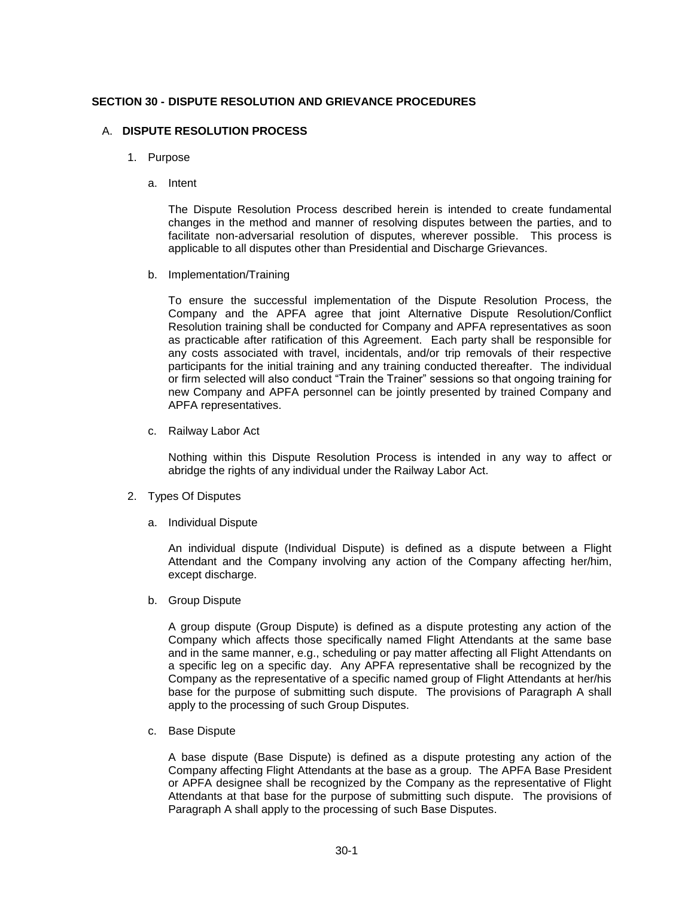# SECTION 30 - DISPUTE RESOLUTION AND GRIEVANCE PROCEDURES

## A. DISPUTE RESOLUTION PROCESS

### 1. Purpose

#### a. Intent

The Dispute Resolution Process described herein is intended to create fundamental changes in the method and manner of resolving disputes between the parties, and to facilitate non-adversarial resolution of disputes, wherever possible. This process is applicable to all disputes other than Presidential and Discharge Grievances.

#### b. Implementation/Training

To ensure the successful implementation of the Dispute Resolution Process, the Company and the APFA agree that joint Alternative Dispute Resolution/Conflict Resolution training shall be conducted for Company and APFA representatives as soon as practicable after ratification of this Agreement. Each party shall be responsible for any costs associated with travel, incidentals, and/or trip removals of their respective participants for the initial training and any training conducted thereafter. The individual or firm selected will also conduct "Train the Trainer" sessions so that ongoing training for new Company and APFA personnel can be jointly presented by trained Company and APFA representatives.

#### c. Railway Labor Act

Nothing within this Dispute Resolution Process is intended in any way to affect or abridge the rights of any individual under the Railway Labor Act.

### 2. Types Of Disputes

#### a. Individual Dispute

An individual dispute (Individual Dispute) is defined as a dispute between a Flight Attendant and the Company involving any action of the Company affecting her/him, except discharge.

#### b. Group Dispute

A group dispute (Group Dispute) is defined as a dispute protesting any action of the Company which affects those specifically named Flight Attendants at the same base and in the same manner, e.g., scheduling or pay matter affecting all Flight Attendants on a specific leg on a specific day. Any APFA representative shall be recognized by the Company as the representative of a specific named group of Flight Attendants at her/his base for the purpose of submitting such dispute. The provisions of Paragraph A shall apply to the processing of such Group Disputes.

#### c. Base Dispute

A base dispute (Base Dispute) is defined as a dispute protesting any action of the Company affecting Flight Attendants at the base as a group. The APFA Base President or APFA designee shall be recognized by the Company as the representative of Flight Attendants at that base for the purpose of submitting such dispute. The provisions of Paragraph A shall apply to the processing of such Base Disputes.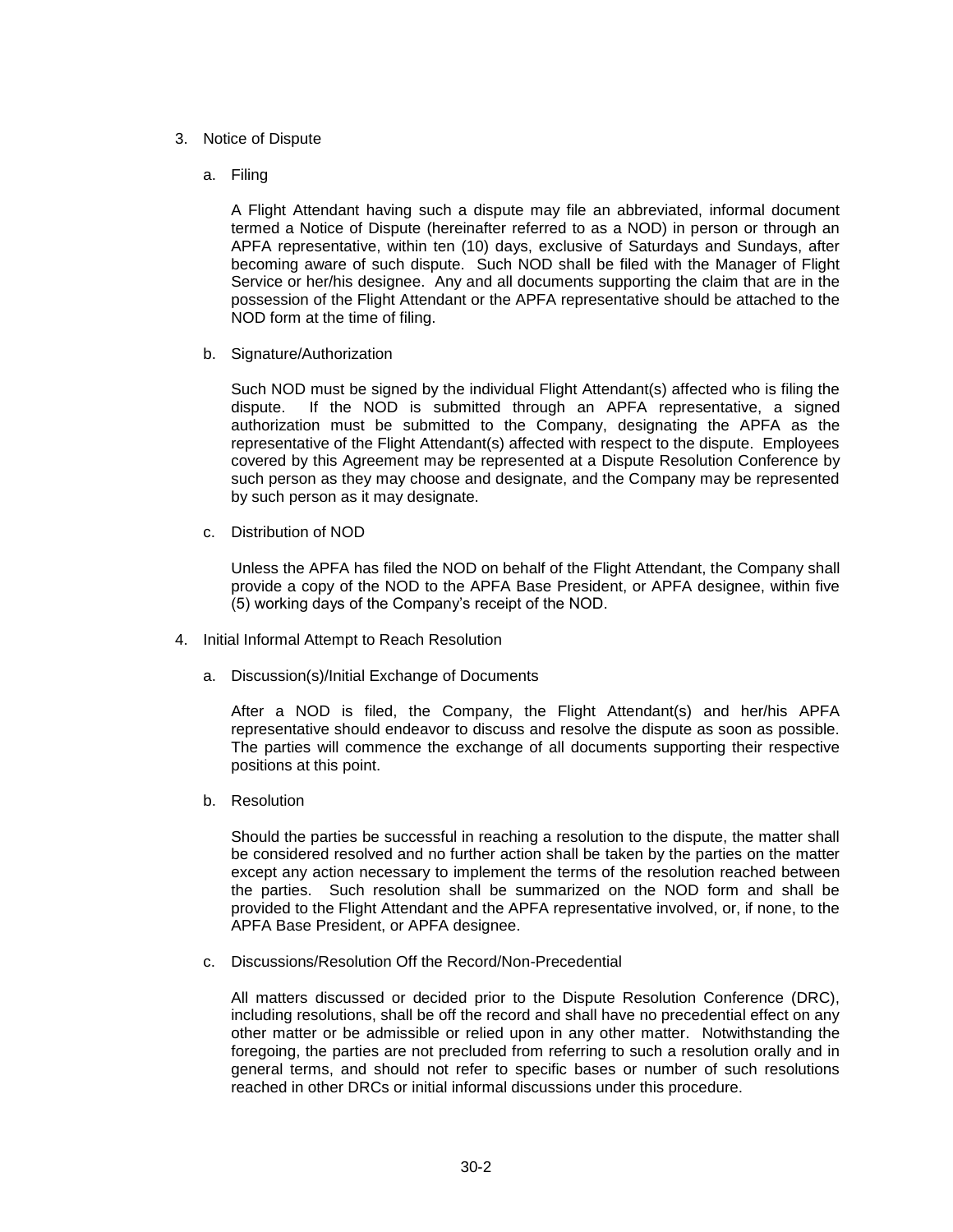3. Notice of Dispute

   a. Filing

      A Flight Attendant having such a dispute may file an abbreviated, informal document termed a Notice of Dispute (hereinafter referred to as a NOD) in person or through an APFA representative, within ten (10) days, exclusive of Saturdays and Sundays, after becoming aware of such dispute. Such NOD shall be filed with the Manager of Flight Service or her/his designee. Any and all documents supporting the claim that are in the possession of the Flight Attendant or the APFA representative should be attached to the NOD form at the time of filing.

   b. Signature/Authorization

      Such NOD must be signed by the individual Flight Attendant(s) affected who is filing the dispute. If the NOD is submitted through an APFA representative, a signed authorization must be submitted to the Company, designating the APFA as the representative of the Flight Attendant(s) affected with respect to the dispute. Employees covered by this Agreement may be represented at a Dispute Resolution Conference by such person as they may choose and designate, and the Company may be represented by such person as it may designate.

   c. Distribution of NOD

      Unless the APFA has filed the NOD on behalf of the Flight Attendant, the Company shall provide a copy of the NOD to the APFA Base President, or APFA designee, within five (5) working days of the Company's receipt of the NOD.

4. Initial Informal Attempt to Reach Resolution

   a. Discussion(s)/Initial Exchange of Documents

      After a NOD is filed, the Company, the Flight Attendant(s) and her/his APFA representative should endeavor to discuss and resolve the dispute as soon as possible. The parties will commence the exchange of all documents supporting their respective positions at this point.

   b. Resolution

      Should the parties be successful in reaching a resolution to the dispute, the matter shall be considered resolved and no further action shall be taken by the parties on the matter except any action necessary to implement the terms of the resolution reached between the parties. Such resolution shall be summarized on the NOD form and shall be provided to the Flight Attendant and the APFA representative involved, or, if none, to the APFA Base President, or APFA designee.

   c. Discussions/Resolution Off the Record/Non-Precedential

      All matters discussed or decided prior to the Dispute Resolution Conference (DRC), including resolutions, shall be off the record and shall have no precedential effect on any other matter or be admissible or relied upon in any other matter. Notwithstanding the foregoing, the parties are not precluded from referring to such a resolution orally and in general terms, and should not refer to specific bases or number of such resolutions reached in other DRCs or initial informal discussions under this procedure.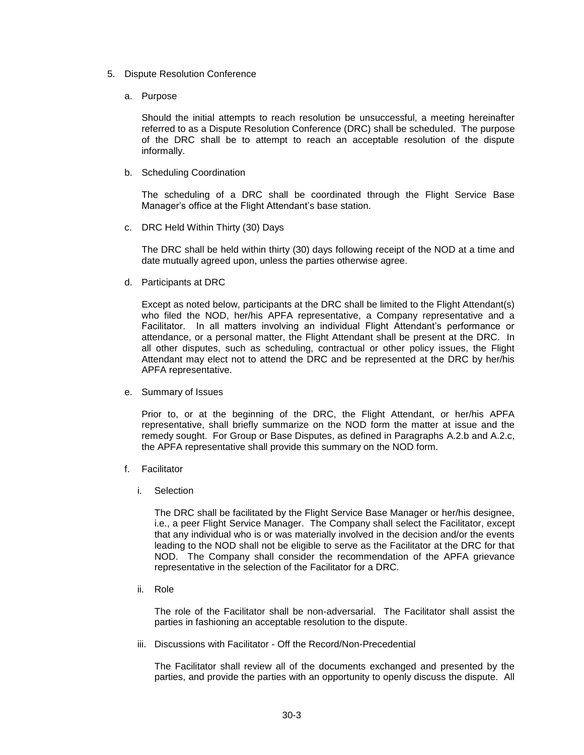5. Dispute Resolution Conference

   a. Purpose

      Should the initial attempts to reach resolution be unsuccessful, a meeting hereinafter referred to as a Dispute Resolution Conference (DRC) shall be scheduled. The purpose of the DRC shall be to attempt to reach an acceptable resolution of the dispute informally.

   b. Scheduling Coordination

      The scheduling of a DRC shall be coordinated through the Flight Service Base Manager's office at the Flight Attendant's base station.

   c. DRC Held Within Thirty (30) Days

      The DRC shall be held within thirty (30) days following receipt of the NOD at a time and date mutually agreed upon, unless the parties otherwise agree.

   d. Participants at DRC

      Except as noted below, participants at the DRC shall be limited to the Flight Attendant(s) who filed the NOD, her/his APFA representative, a Company representative and a Facilitator. In all matters involving an individual Flight Attendant's performance or attendance, or a personal matter, the Flight Attendant shall be present at the DRC. In all other disputes, such as scheduling, contractual or other policy issues, the Flight Attendant may elect not to attend the DRC and be represented at the DRC by her/his APFA representative.

   e. Summary of Issues

      Prior to, or at the beginning of the DRC, the Flight Attendant, or her/his APFA representative, shall briefly summarize on the NOD form the matter at issue and the remedy sought. For Group or Base Disputes, as defined in Paragraphs A.2.b and A.2.c, the APFA representative shall provide this summary on the NOD form.

   f. Facilitator

      i. Selection

         The DRC shall be facilitated by the Flight Service Base Manager or her/his designee, i.e., a peer Flight Service Manager. The Company shall select the Facilitator, except that any individual who is or was materially involved in the decision and/or the events leading to the NOD shall not be eligible to serve as the Facilitator at the DRC for that NOD. The Company shall consider the recommendation of the APFA grievance representative in the selection of the Facilitator for a DRC.

      ii. Role

         The role of the Facilitator shall be non-adversarial. The Facilitator shall assist the parties in fashioning an acceptable resolution to the dispute.

      iii. Discussions with Facilitator - Off the Record/Non-Precedential

         The Facilitator shall review all of the documents exchanged and presented by the parties, and provide the parties with an opportunity to openly discuss the dispute. All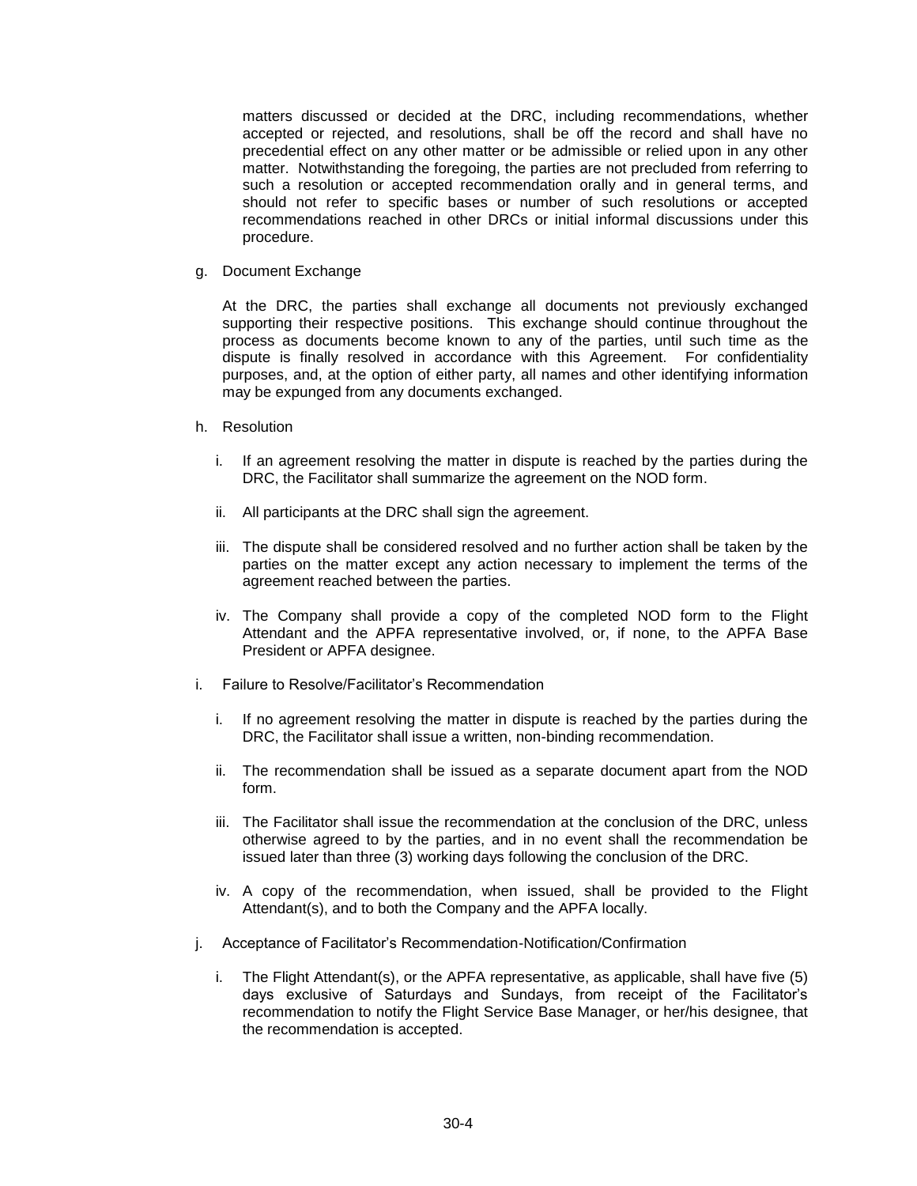matters discussed or decided at the DRC, including recommendations, whether accepted or rejected, and resolutions, shall be off the record and shall have no precedential effect on any other matter or be admissible or relied upon in any other matter. Notwithstanding the foregoing, the parties are not precluded from referring to such a resolution or accepted recommendation orally and in general terms, and should not refer to specific bases or number of such resolutions or accepted recommendations reached in other DRCs or initial informal discussions under this procedure.

g. Document Exchange

At the DRC, the parties shall exchange all documents not previously exchanged supporting their respective positions. This exchange should continue throughout the process as documents become known to any of the parties, until such time as the dispute is finally resolved in accordance with this Agreement. For confidentiality purposes, and, at the option of either party, all names and other identifying information may be expunged from any documents exchanged.

h. Resolution

i. If an agreement resolving the matter in dispute is reached by the parties during the DRC, the Facilitator shall summarize the agreement on the NOD form.

ii. All participants at the DRC shall sign the agreement.

iii. The dispute shall be considered resolved and no further action shall be taken by the parties on the matter except any action necessary to implement the terms of the agreement reached between the parties.

iv. The Company shall provide a copy of the completed NOD form to the Flight Attendant and the APFA representative involved, or, if none, to the APFA Base President or APFA designee.

i. Failure to Resolve/Facilitator's Recommendation

i. If no agreement resolving the matter in dispute is reached by the parties during the DRC, the Facilitator shall issue a written, non-binding recommendation.

ii. The recommendation shall be issued as a separate document apart from the NOD form.

iii. The Facilitator shall issue the recommendation at the conclusion of the DRC, unless otherwise agreed to by the parties, and in no event shall the recommendation be issued later than three (3) working days following the conclusion of the DRC.

iv. A copy of the recommendation, when issued, shall be provided to the Flight Attendant(s), and to both the Company and the APFA locally.

j. Acceptance of Facilitator's Recommendation-Notification/Confirmation

i. The Flight Attendant(s), or the APFA representative, as applicable, shall have five (5) days exclusive of Saturdays and Sundays, from receipt of the Facilitator's recommendation to notify the Flight Service Base Manager, or her/his designee, that the recommendation is accepted.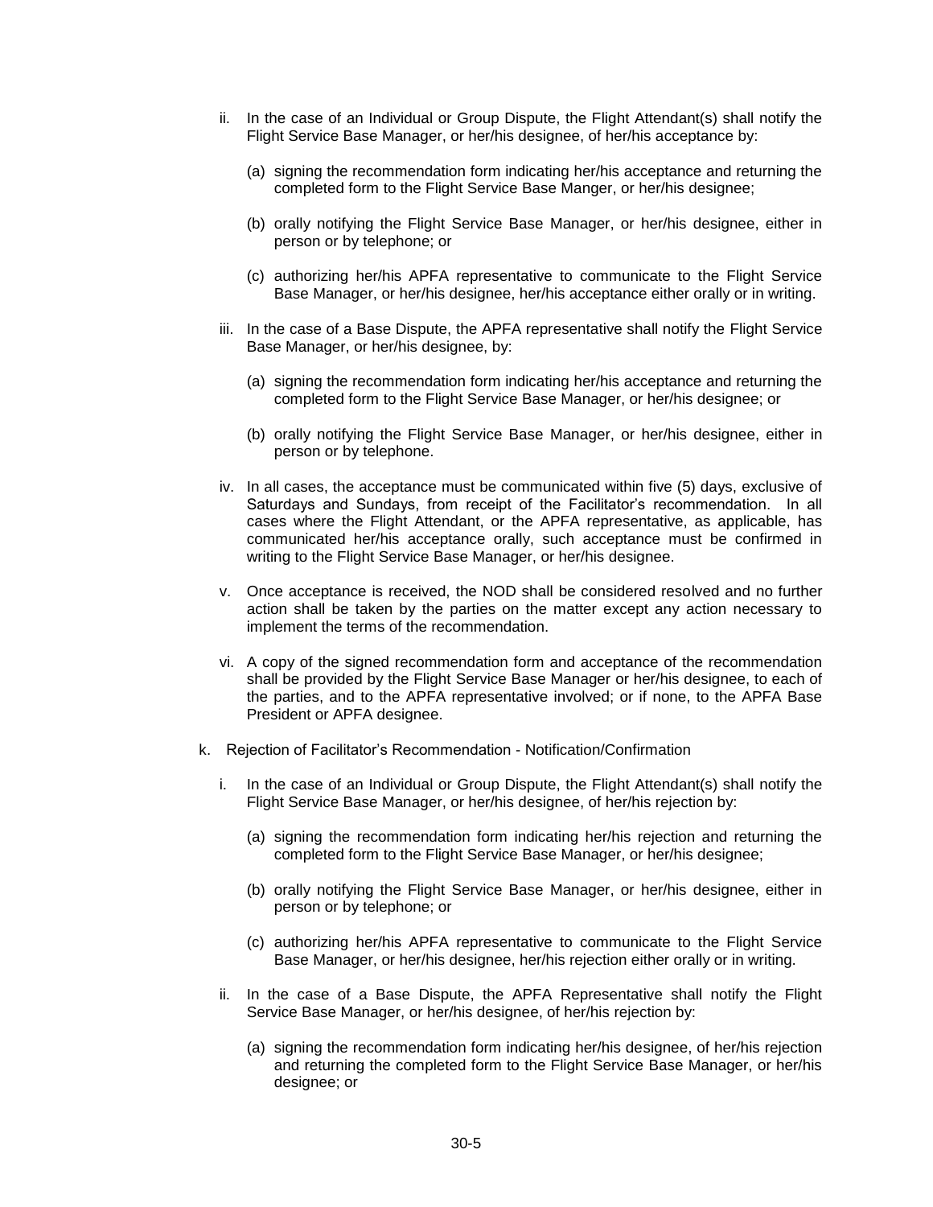ii. In the case of an Individual or Group Dispute, the Flight Attendant(s) shall notify the Flight Service Base Manager, or her/his designee, of her/his acceptance by:

(a) signing the recommendation form indicating her/his acceptance and returning the completed form to the Flight Service Base Manger, or her/his designee;

(b) orally notifying the Flight Service Base Manager, or her/his designee, either in person or by telephone; or

(c) authorizing her/his APFA representative to communicate to the Flight Service Base Manager, or her/his designee, her/his acceptance either orally or in writing.

iii. In the case of a Base Dispute, the APFA representative shall notify the Flight Service Base Manager, or her/his designee, by:

(a) signing the recommendation form indicating her/his acceptance and returning the completed form to the Flight Service Base Manager, or her/his designee; or

(b) orally notifying the Flight Service Base Manager, or her/his designee, either in person or by telephone.

iv. In all cases, the acceptance must be communicated within five (5) days, exclusive of Saturdays and Sundays, from receipt of the Facilitator's recommendation. In all cases where the Flight Attendant, or the APFA representative, as applicable, has communicated her/his acceptance orally, such acceptance must be confirmed in writing to the Flight Service Base Manager, or her/his designee.

v. Once acceptance is received, the NOD shall be considered resolved and no further action shall be taken by the parties on the matter except any action necessary to implement the terms of the recommendation.

vi. A copy of the signed recommendation form and acceptance of the recommendation shall be provided by the Flight Service Base Manager or her/his designee, to each of the parties, and to the APFA representative involved; or if none, to the APFA Base President or APFA designee.

k. Rejection of Facilitator's Recommendation - Notification/Confirmation

i. In the case of an Individual or Group Dispute, the Flight Attendant(s) shall notify the Flight Service Base Manager, or her/his designee, of her/his rejection by:

(a) signing the recommendation form indicating her/his rejection and returning the completed form to the Flight Service Base Manager, or her/his designee;

(b) orally notifying the Flight Service Base Manager, or her/his designee, either in person or by telephone; or

(c) authorizing her/his APFA representative to communicate to the Flight Service Base Manager, or her/his designee, her/his rejection either orally or in writing.

ii. In the case of a Base Dispute, the APFA Representative shall notify the Flight Service Base Manager, or her/his designee, of her/his rejection by:

(a) signing the recommendation form indicating her/his designee, of her/his rejection and returning the completed form to the Flight Service Base Manager, or her/his designee; or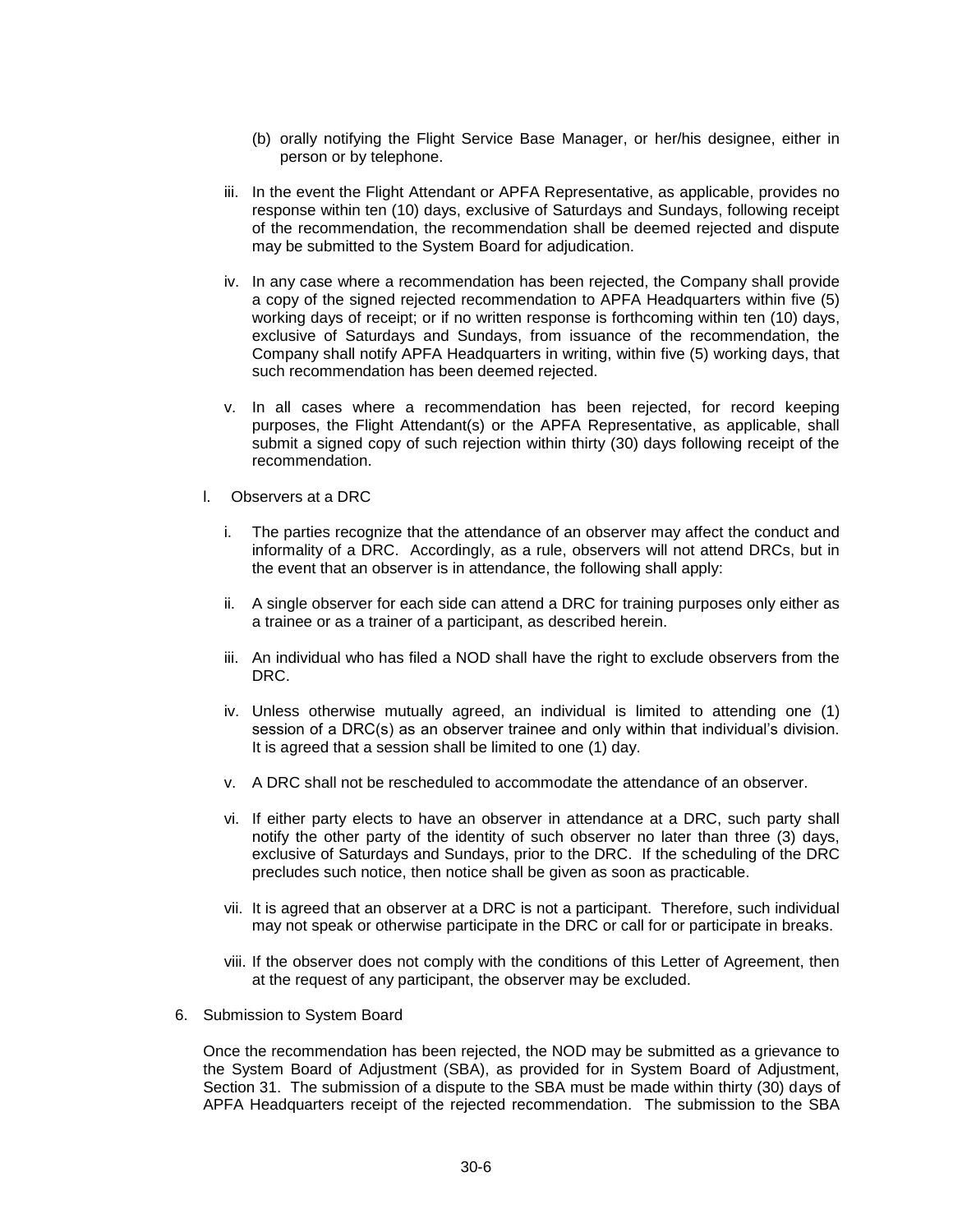(b) orally notifying the Flight Service Base Manager, or her/his designee, either in person or by telephone.

iii. In the event the Flight Attendant or APFA Representative, as applicable, provides no response within ten (10) days, exclusive of Saturdays and Sundays, following receipt of the recommendation, the recommendation shall be deemed rejected and dispute may be submitted to the System Board for adjudication.

iv. In any case where a recommendation has been rejected, the Company shall provide a copy of the signed rejected recommendation to APFA Headquarters within five (5) working days of receipt; or if no written response is forthcoming within ten (10) days, exclusive of Saturdays and Sundays, from issuance of the recommendation, the Company shall notify APFA Headquarters in writing, within five (5) working days, that such recommendation has been deemed rejected.

v. In all cases where a recommendation has been rejected, for record keeping purposes, the Flight Attendant(s) or the APFA Representative, as applicable, shall submit a signed copy of such rejection within thirty (30) days following receipt of the recommendation.

l. Observers at a DRC

i. The parties recognize that the attendance of an observer may affect the conduct and informality of a DRC. Accordingly, as a rule, observers will not attend DRCs, but in the event that an observer is in attendance, the following shall apply:

ii. A single observer for each side can attend a DRC for training purposes only either as a trainee or as a trainer of a participant, as described herein.

iii. An individual who has filed a NOD shall have the right to exclude observers from the DRC.

iv. Unless otherwise mutually agreed, an individual is limited to attending one (1) session of a DRC(s) as an observer trainee and only within that individual's division. It is agreed that a session shall be limited to one (1) day.

v. A DRC shall not be rescheduled to accommodate the attendance of an observer.

vi. If either party elects to have an observer in attendance at a DRC, such party shall notify the other party of the identity of such observer no later than three (3) days, exclusive of Saturdays and Sundays, prior to the DRC. If the scheduling of the DRC precludes such notice, then notice shall be given as soon as practicable.

vii. It is agreed that an observer at a DRC is not a participant. Therefore, such individual may not speak or otherwise participate in the DRC or call for or participate in breaks.

viii. If the observer does not comply with the conditions of this Letter of Agreement, then at the request of any participant, the observer may be excluded.

6. Submission to System Board

Once the recommendation has been rejected, the NOD may be submitted as a grievance to the System Board of Adjustment (SBA), as provided for in System Board of Adjustment, Section 31. The submission of a dispute to the SBA must be made within thirty (30) days of APFA Headquarters receipt of the rejected recommendation. The submission to the SBA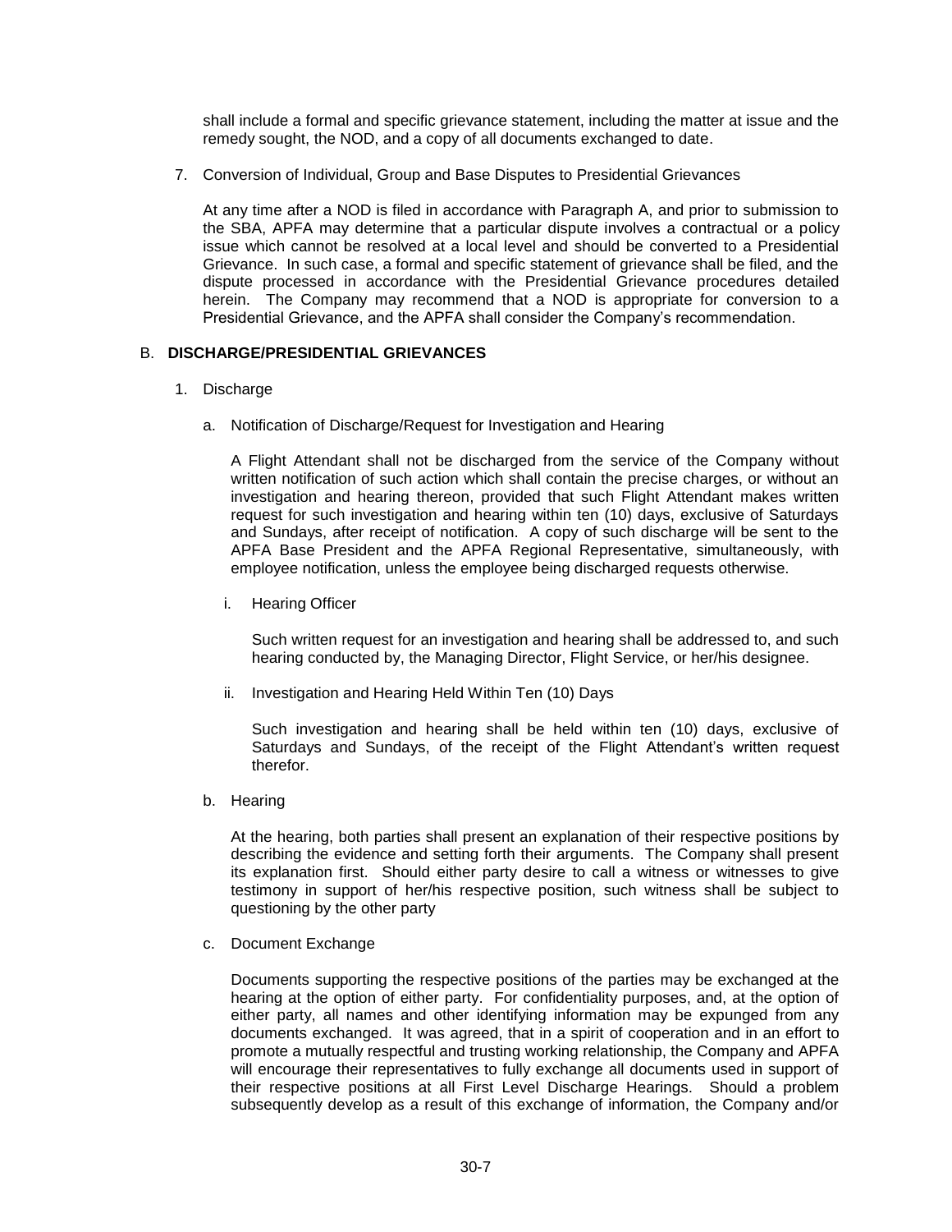shall include a formal and specific grievance statement, including the matter at issue and the remedy sought, the NOD, and a copy of all documents exchanged to date.

7. Conversion of Individual, Group and Base Disputes to Presidential Grievances

   At any time after a NOD is filed in accordance with Paragraph A, and prior to submission to the SBA, APFA may determine that a particular dispute involves a contractual or a policy issue which cannot be resolved at a local level and should be converted to a Presidential Grievance. In such case, a formal and specific statement of grievance shall be filed, and the dispute processed in accordance with the Presidential Grievance procedures detailed herein. The Company may recommend that a NOD is appropriate for conversion to a Presidential Grievance, and the APFA shall consider the Company's recommendation.

## B. DISCHARGE/PRESIDENTIAL GRIEVANCES

1. Discharge

   a. Notification of Discharge/Request for Investigation and Hearing

      A Flight Attendant shall not be discharged from the service of the Company without written notification of such action which shall contain the precise charges, or without an investigation and hearing thereon, provided that such Flight Attendant makes written request for such investigation and hearing within ten (10) days, exclusive of Saturdays and Sundays, after receipt of notification. A copy of such discharge will be sent to the APFA Base President and the APFA Regional Representative, simultaneously, with employee notification, unless the employee being discharged requests otherwise.

      i. Hearing Officer

         Such written request for an investigation and hearing shall be addressed to, and such hearing conducted by, the Managing Director, Flight Service, or her/his designee.

      ii. Investigation and Hearing Held Within Ten (10) Days

         Such investigation and hearing shall be held within ten (10) days, exclusive of Saturdays and Sundays, of the receipt of the Flight Attendant's written request therefor.

   b. Hearing

      At the hearing, both parties shall present an explanation of their respective positions by describing the evidence and setting forth their arguments. The Company shall present its explanation first. Should either party desire to call a witness or witnesses to give testimony in support of her/his respective position, such witness shall be subject to questioning by the other party

   c. Document Exchange

      Documents supporting the respective positions of the parties may be exchanged at the hearing at the option of either party. For confidentiality purposes, and, at the option of either party, all names and other identifying information may be expunged from any documents exchanged. It was agreed, that in a spirit of cooperation and in an effort to promote a mutually respectful and trusting working relationship, the Company and APFA will encourage their representatives to fully exchange all documents used in support of their respective positions at all First Level Discharge Hearings. Should a problem subsequently develop as a result of this exchange of information, the Company and/or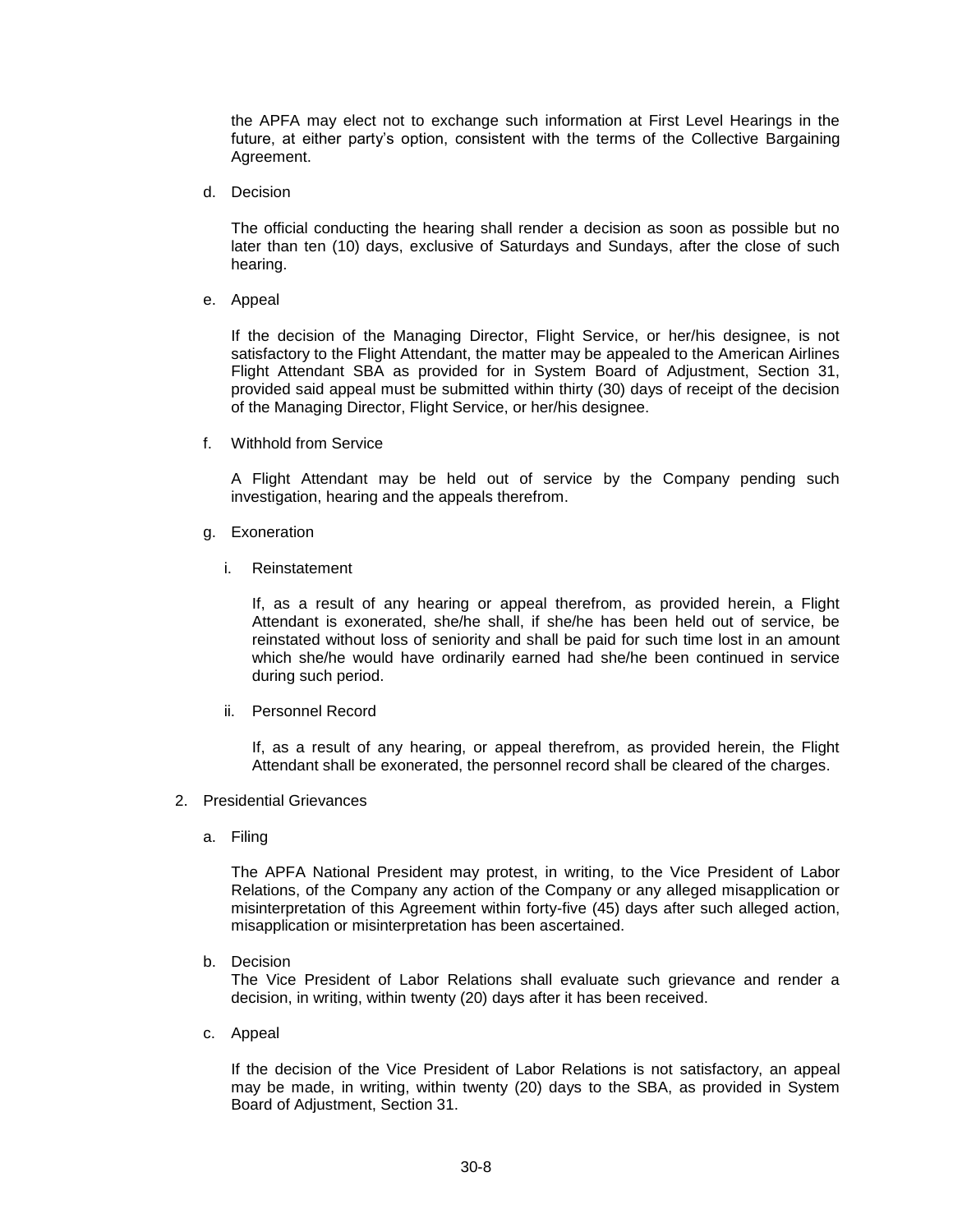the APFA may elect not to exchange such information at First Level Hearings in the future, at either party's option, consistent with the terms of the Collective Bargaining Agreement.

d. Decision

The official conducting the hearing shall render a decision as soon as possible but no later than ten (10) days, exclusive of Saturdays and Sundays, after the close of such hearing.

e. Appeal

If the decision of the Managing Director, Flight Service, or her/his designee, is not satisfactory to the Flight Attendant, the matter may be appealed to the American Airlines Flight Attendant SBA as provided for in System Board of Adjustment, Section 31, provided said appeal must be submitted within thirty (30) days of receipt of the decision of the Managing Director, Flight Service, or her/his designee.

f. Withhold from Service

A Flight Attendant may be held out of service by the Company pending such investigation, hearing and the appeals therefrom.

g. Exoneration

i. Reinstatement

If, as a result of any hearing or appeal therefrom, as provided herein, a Flight Attendant is exonerated, she/he shall, if she/he has been held out of service, be reinstated without loss of seniority and shall be paid for such time lost in an amount which she/he would have ordinarily earned had she/he been continued in service during such period.

ii. Personnel Record

If, as a result of any hearing, or appeal therefrom, as provided herein, the Flight Attendant shall be exonerated, the personnel record shall be cleared of the charges.

2. Presidential Grievances

a. Filing

The APFA National President may protest, in writing, to the Vice President of Labor Relations, of the Company any action of the Company or any alleged misapplication or misinterpretation of this Agreement within forty-five (45) days after such alleged action, misapplication or misinterpretation has been ascertained.

b. Decision

The Vice President of Labor Relations shall evaluate such grievance and render a decision, in writing, within twenty (20) days after it has been received.

c. Appeal

If the decision of the Vice President of Labor Relations is not satisfactory, an appeal may be made, in writing, within twenty (20) days to the SBA, as provided in System Board of Adjustment, Section 31.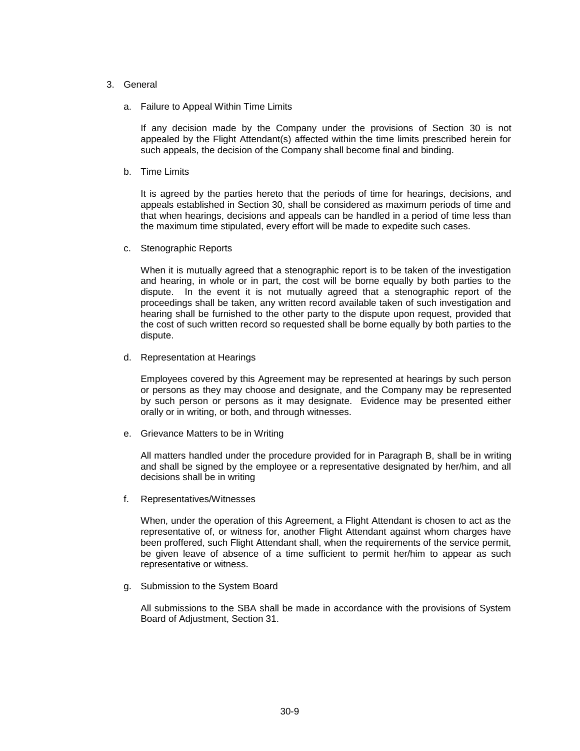3. General

   a. Failure to Appeal Within Time Limits

      If any decision made by the Company under the provisions of Section 30 is not appealed by the Flight Attendant(s) affected within the time limits prescribed herein for such appeals, the decision of the Company shall become final and binding.

   b. Time Limits

      It is agreed by the parties hereto that the periods of time for hearings, decisions, and appeals established in Section 30, shall be considered as maximum periods of time and that when hearings, decisions and appeals can be handled in a period of time less than the maximum time stipulated, every effort will be made to expedite such cases.

   c. Stenographic Reports

      When it is mutually agreed that a stenographic report is to be taken of the investigation and hearing, in whole or in part, the cost will be borne equally by both parties to the dispute. In the event it is not mutually agreed that a stenographic report of the proceedings shall be taken, any written record available taken of such investigation and hearing shall be furnished to the other party to the dispute upon request, provided that the cost of such written record so requested shall be borne equally by both parties to the dispute.

   d. Representation at Hearings

      Employees covered by this Agreement may be represented at hearings by such person or persons as they may choose and designate, and the Company may be represented by such person or persons as it may designate. Evidence may be presented either orally or in writing, or both, and through witnesses.

   e. Grievance Matters to be in Writing

      All matters handled under the procedure provided for in Paragraph B, shall be in writing and shall be signed by the employee or a representative designated by her/him, and all decisions shall be in writing

   f. Representatives/Witnesses

      When, under the operation of this Agreement, a Flight Attendant is chosen to act as the representative of, or witness for, another Flight Attendant against whom charges have been proffered, such Flight Attendant shall, when the requirements of the service permit, be given leave of absence of a time sufficient to permit her/him to appear as such representative or witness.

   g. Submission to the System Board

      All submissions to the SBA shall be made in accordance with the provisions of System Board of Adjustment, Section 31.